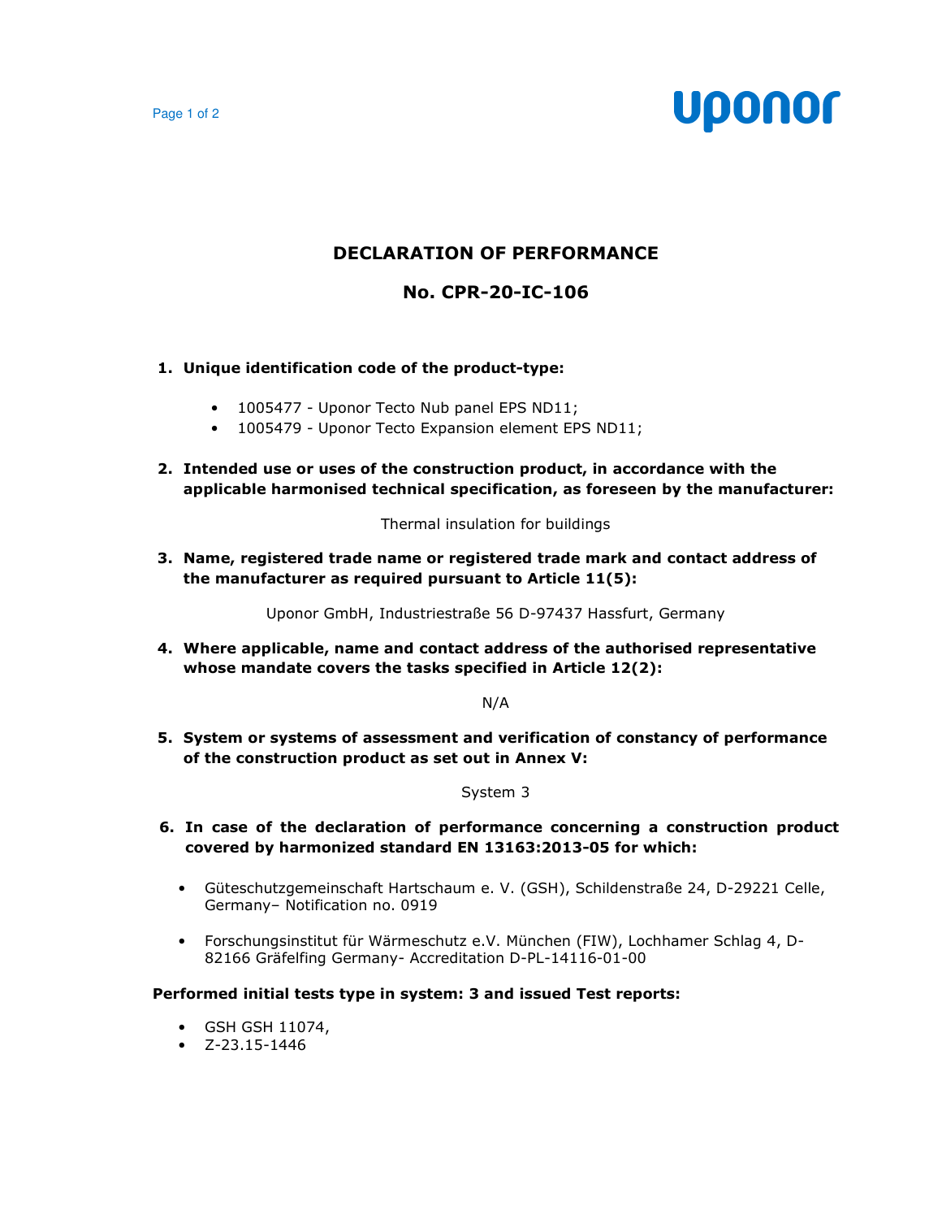# DECLARATION OF PERFORMANCE

## No. CPR-20-IC-106

1. **Unique identification code of the product-type:**
   - 1005477 - Uponor Tecto Nub panel EPS ND11;
   - 1005479 - Uponor Tecto Expansion element EPS ND11;

2. **Intended use or uses of the construction product, in accordance with the applicable harmonised technical specification, as foreseen by the manufacturer:**

   Thermal insulation for buildings

3. **Name, registered trade name or registered trade mark and contact address of the manufacturer as required pursuant to Article 11(5):**

   Uponor GmbH, Industriestraße 56 D-97437 Hassfurt, Germany

4. **Where applicable, name and contact address of the authorised representative whose mandate covers the tasks specified in Article 12(2):**

   N/A

5. **System or systems of assessment and verification of constancy of performance of the construction product as set out in Annex V:**

   System 3

6. **In case of the declaration of performance concerning a construction product covered by harmonized standard EN 13163:2013-05 for which:**
   - Güteschutzgemeinschaft Hartschaum e. V. (GSH), Schildenstraße 24, D-29221 Celle, Germany– Notification no. 0919
   - Forschungsinstitut für Wärmeschutz e.V. München (FIW), Lochhamer Schlag 4, D-82166 Gräfelfing Germany- Accreditation D-PL-14116-01-00

**Performed initial tests type in system: 3 and issued Test reports:**

- GSH GSH 11074,
- Z-23.15-1446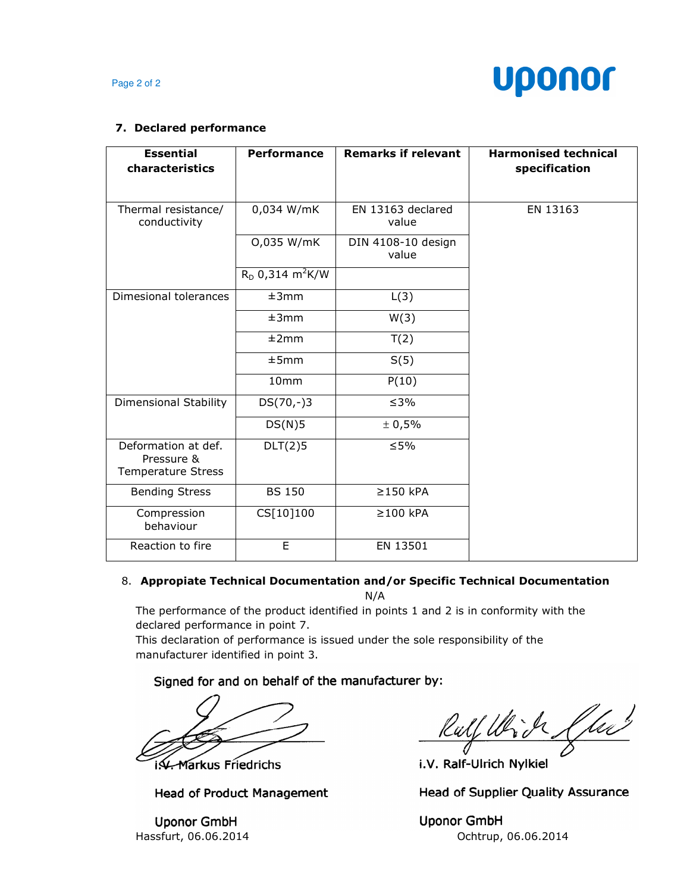## 7. Declared performance

| Essential characteristics | Performance | Remarks if relevant | Harmonised technical specification |
|---|---|---|---|
| Thermal resistance/ conductivity | 0,034 W/mK | EN 13163 declared value | EN 13163 |
| | O,035 W/mK | DIN 4108-10 design value | |
| | $R_D$ 0,314 $m^2K/W$ | | |
| Dimesional tolerances | ±3mm | L(3) | |
| | ±3mm | W(3) | |
| | ±2mm | T(2) | |
| | ±5mm | S(5) | |
| | 10mm | P(10) | |
| Dimensional Stability | DS(70,-)3 | ≤3% | |
| | DS(N)5 | ± 0,5% | |
| Deformation at def. Pressure & Temperature Stress | DLT(2)5 | ≤5% | |
| Bending Stress | BS 150 | ≥150 kPA | |
| Compression behaviour | CS[10]100 | ≥100 kPA | |
| Reaction to fire | E | EN 13501 | |

8. **Appopiate Technical Documentation and/or Specific Technical Documentation**

N/A

The performance of the product identified in points 1 and 2 is in conformity with the declared performance in point 7.
This declaration of performance is issued under the sole responsibility of the manufacturer identified in point 3.

Signed for and on behalf of the manufacturer by:

i.V. Markus Friedrichs

Head of Product Management

Uponor GmbH
Hassfurt, 06.06.2014

i.V. Ralf-Ulrich Nylkiel

Head of Supplier Quality Assurance

Uponor GmbH
Ochtrup, 06.06.2014